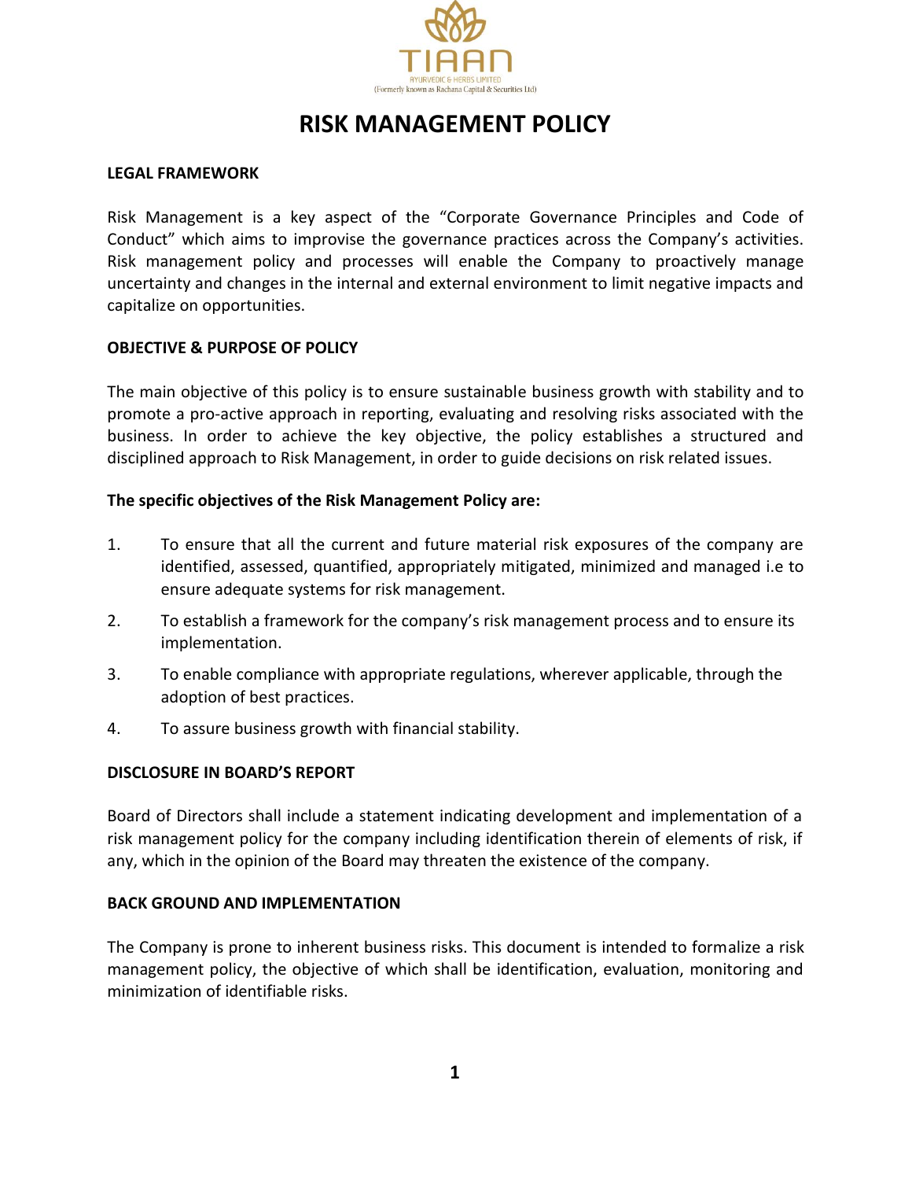TIAAN

AYURVEDIC & HERBS LIMITED

(Formerly known as Rachana Capital & Securities Ltd)

# RISK MANAGEMENT POLICY

**LEGAL FRAMEWORK**

Risk Management is a key aspect of the "Corporate Governance Principles and Code of Conduct" which aims to improvise the governance practices across the Company's activities. Risk management policy and processes will enable the Company to proactively manage uncertainty and changes in the internal and external environment to limit negative impacts and capitalize on opportunities.

**OBJECTIVE & PURPOSE OF POLICY**

The main objective of this policy is to ensure sustainable business growth with stability and to promote a pro-active approach in reporting, evaluating and resolving risks associated with the business. In order to achieve the key objective, the policy establishes a structured and disciplined approach to Risk Management, in order to guide decisions on risk related issues.

**The specific objectives of the Risk Management Policy are:**

1. To ensure that all the current and future material risk exposures of the company are identified, assessed, quantified, appropriately mitigated, minimized and managed i.e to ensure adequate systems for risk management.
2. To establish a framework for the company's risk management process and to ensure its implementation.
3. To enable compliance with appropriate regulations, wherever applicable, through the adoption of best practices.
4. To assure business growth with financial stability.

**DISCLOSURE IN BOARD'S REPORT**

Board of Directors shall include a statement indicating development and implementation of a risk management policy for the company including identification therein of elements of risk, if any, which in the opinion of the Board may threaten the existence of the company.

**BACK GROUND AND IMPLEMENTATION**

The Company is prone to inherent business risks. This document is intended to formalize a risk management policy, the objective of which shall be identification, evaluation, monitoring and minimization of identifiable risks.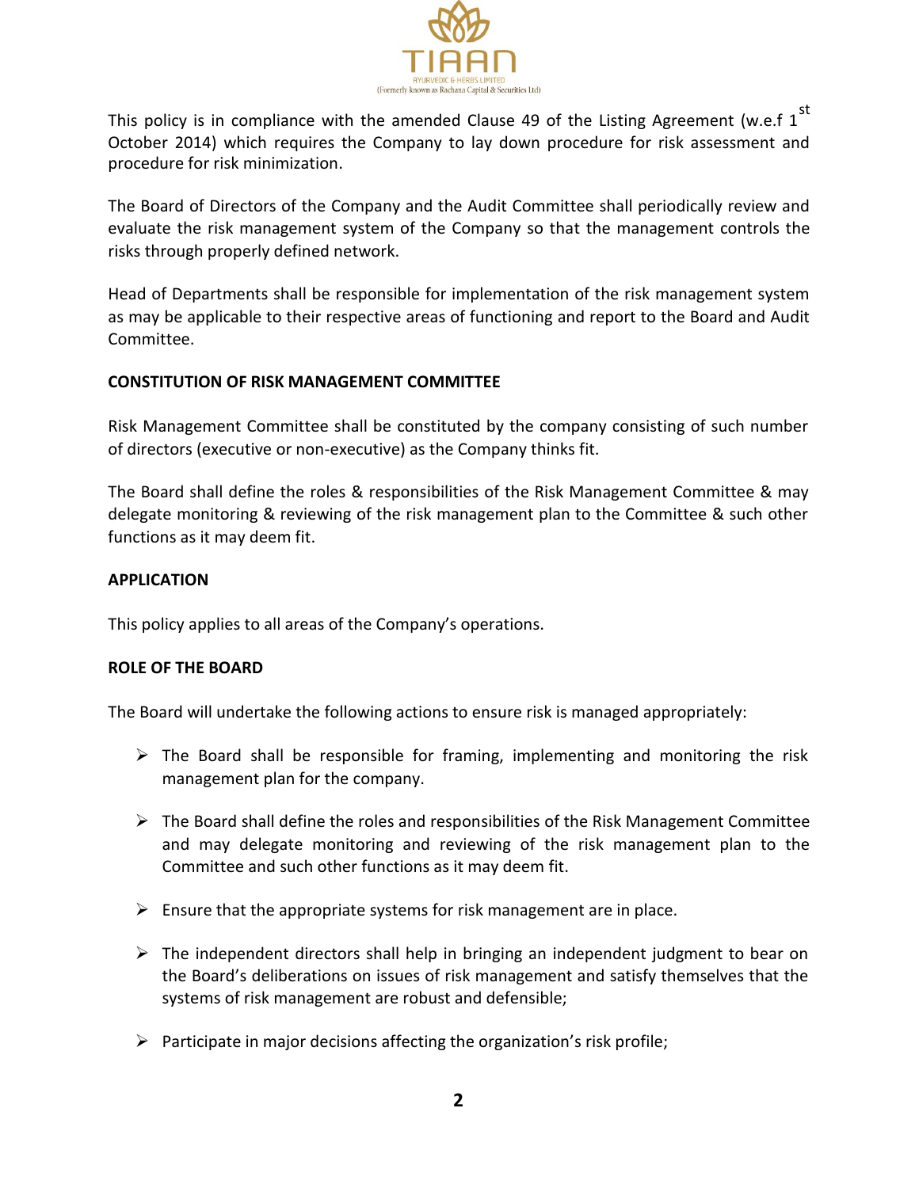This policy is in compliance with the amended Clause 49 of the Listing Agreement (w.e.f 1st October 2014) which requires the Company to lay down procedure for risk assessment and procedure for risk minimization.

The Board of Directors of the Company and the Audit Committee shall periodically review and evaluate the risk management system of the Company so that the management controls the risks through properly defined network.

Head of Departments shall be responsible for implementation of the risk management system as may be applicable to their respective areas of functioning and report to the Board and Audit Committee.

**CONSTITUTION OF RISK MANAGEMENT COMMITTEE**

Risk Management Committee shall be constituted by the company consisting of such number of directors (executive or non-executive) as the Company thinks fit.

The Board shall define the roles & responsibilities of the Risk Management Committee & may delegate monitoring & reviewing of the risk management plan to the Committee & such other functions as it may deem fit.

**APPLICATION**

This policy applies to all areas of the Company's operations.

**ROLE OF THE BOARD**

The Board will undertake the following actions to ensure risk is managed appropriately:

- The Board shall be responsible for framing, implementing and monitoring the risk management plan for the company.
- The Board shall define the roles and responsibilities of the Risk Management Committee and may delegate monitoring and reviewing of the risk management plan to the Committee and such other functions as it may deem fit.
- Ensure that the appropriate systems for risk management are in place.
- The independent directors shall help in bringing an independent judgment to bear on the Board's deliberations on issues of risk management and satisfy themselves that the systems of risk management are robust and defensible;
- Participate in major decisions affecting the organization's risk profile;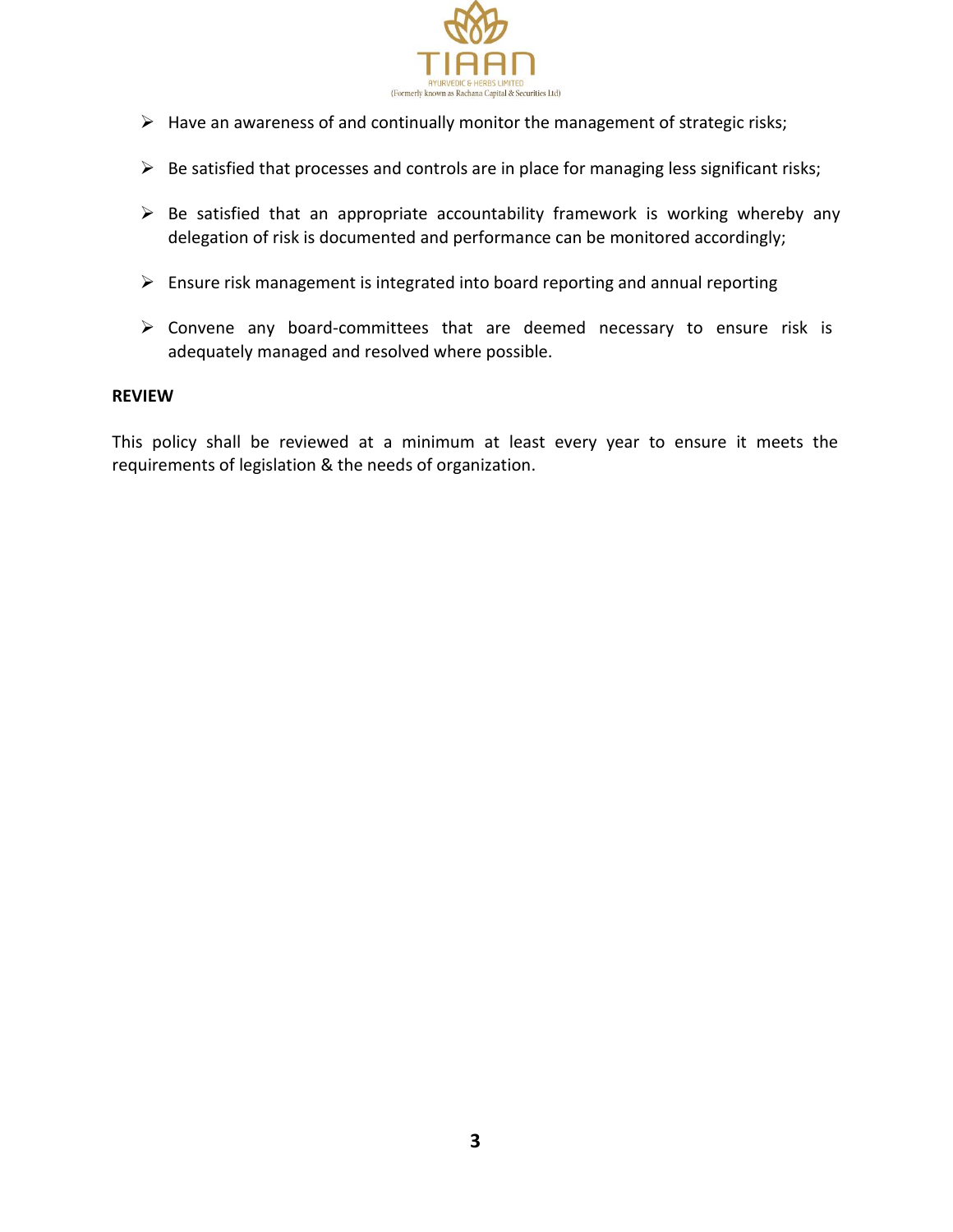- Have an awareness of and continually monitor the management of strategic risks;
- Be satisfied that processes and controls are in place for managing less significant risks;
- Be satisfied that an appropriate accountability framework is working whereby any delegation of risk is documented and performance can be monitored accordingly;
- Ensure risk management is integrated into board reporting and annual reporting
- Convene any board-committees that are deemed necessary to ensure risk is adequately managed and resolved where possible.

**REVIEW**

This policy shall be reviewed at a minimum at least every year to ensure it meets the requirements of legislation & the needs of organization.